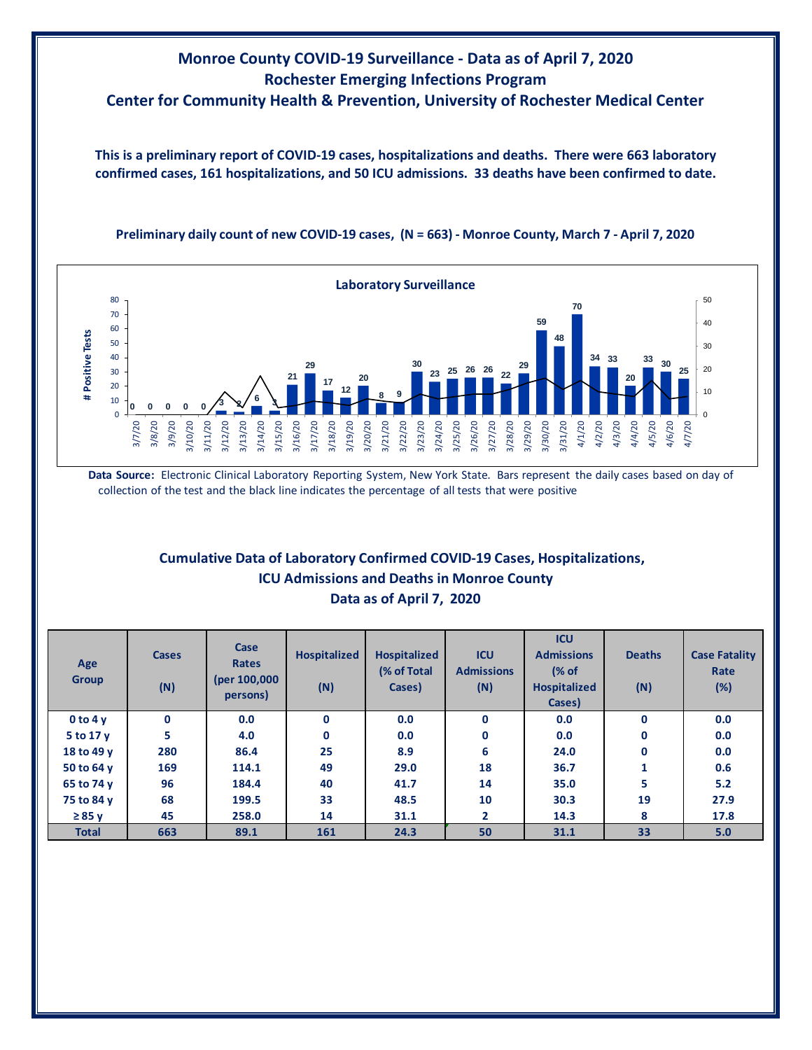# Monroe County COVID-19 Surveillance - Data as of April 7, 2020

## Rochester Emerging Infections Program

## Center for Community Health & Prevention, University of Rochester Medical Center

**This is a preliminary report of COVID-19 cases, hospitalizations and deaths. There were 663 laboratory confirmed cases, 161 hospitalizations, and 50 ICU admissions. 33 deaths have been confirmed to date.**

**Preliminary daily count of new COVID-19 cases, (N = 663) - Monroe County, March 7 - April 7, 2020**

**Laboratory Surveillance**

| Date | # Positive Tests |
|---|---|
| 3/7/20 | 0 |
| 3/8/20 | 0 |
| 3/9/20 | 0 |
| 3/10/20 | 0 |
| 3/11/20 | 0 |
| 3/12/20 | 3 |
| 3/13/20 | 2 |
| 3/14/20 | 6 |
| 3/15/20 | 3 |
| 3/16/20 | 21 |
| 3/17/20 | 29 |
| 3/18/20 | 17 |
| 3/19/20 | 12 |
| 3/20/20 | 20 |
| 3/21/20 | 8 |
| 3/22/20 | 9 |
| 3/23/20 | 30 |
| 3/24/20 | 23 |
| 3/25/20 | 25 |
| 3/26/20 | 26 |
| 3/27/20 | 26 |
| 3/28/20 | 22 |
| 3/29/20 | 29 |
| 3/30/20 | 59 |
| 3/31/20 | 48 |
| 4/1/20 | 70 |
| 4/2/20 | 34 |
| 4/3/20 | 33 |
| 4/4/20 | 20 |
| 4/5/20 | 33 |
| 4/6/20 | 30 |
| 4/7/20 | 25 |

**Data Source:** Electronic Clinical Laboratory Reporting System, New York State. Bars represent the daily cases based on day of collection of the test and the black line indicates the percentage of all tests that were positive

## Cumulative Data of Laboratory Confirmed COVID-19 Cases, Hospitalizations, ICU Admissions and Deaths in Monroe County

## Data as of April 7, 2020

| Age Group | Cases (N) | Case Rates (per 100,000 persons) | Hospitalized (N) | Hospitalized (% of Total Cases) | ICU Admissions (N) | ICU Admissions (% of Hospitalized Cases) | Deaths (N) | Case Fatality Rate (%) |
|---|---|---|---|---|---|---|---|---|
| 0 to 4 y | 0 | 0.0 | 0 | 0.0 | 0 | 0.0 | 0 | 0.0 |
| 5 to 17 y | 5 | 4.0 | 0 | 0.0 | 0 | 0.0 | 0 | 0.0 |
| 18 to 49 y | 280 | 86.4 | 25 | 8.9 | 6 | 24.0 | 0 | 0.0 |
| 50 to 64 y | 169 | 114.1 | 49 | 29.0 | 18 | 36.7 | 1 | 0.6 |
| 65 to 74 y | 96 | 184.4 | 40 | 41.7 | 14 | 35.0 | 5 | 5.2 |
| 75 to 84 y | 68 | 199.5 | 33 | 48.5 | 10 | 30.3 | 19 | 27.9 |
| ≥ 85 y | 45 | 258.0 | 14 | 31.1 | 2 | 14.3 | 8 | 17.8 |
| **Total** | **663** | **89.1** | **161** | **24.3** | **50** | **31.1** | **33** | **5.0** |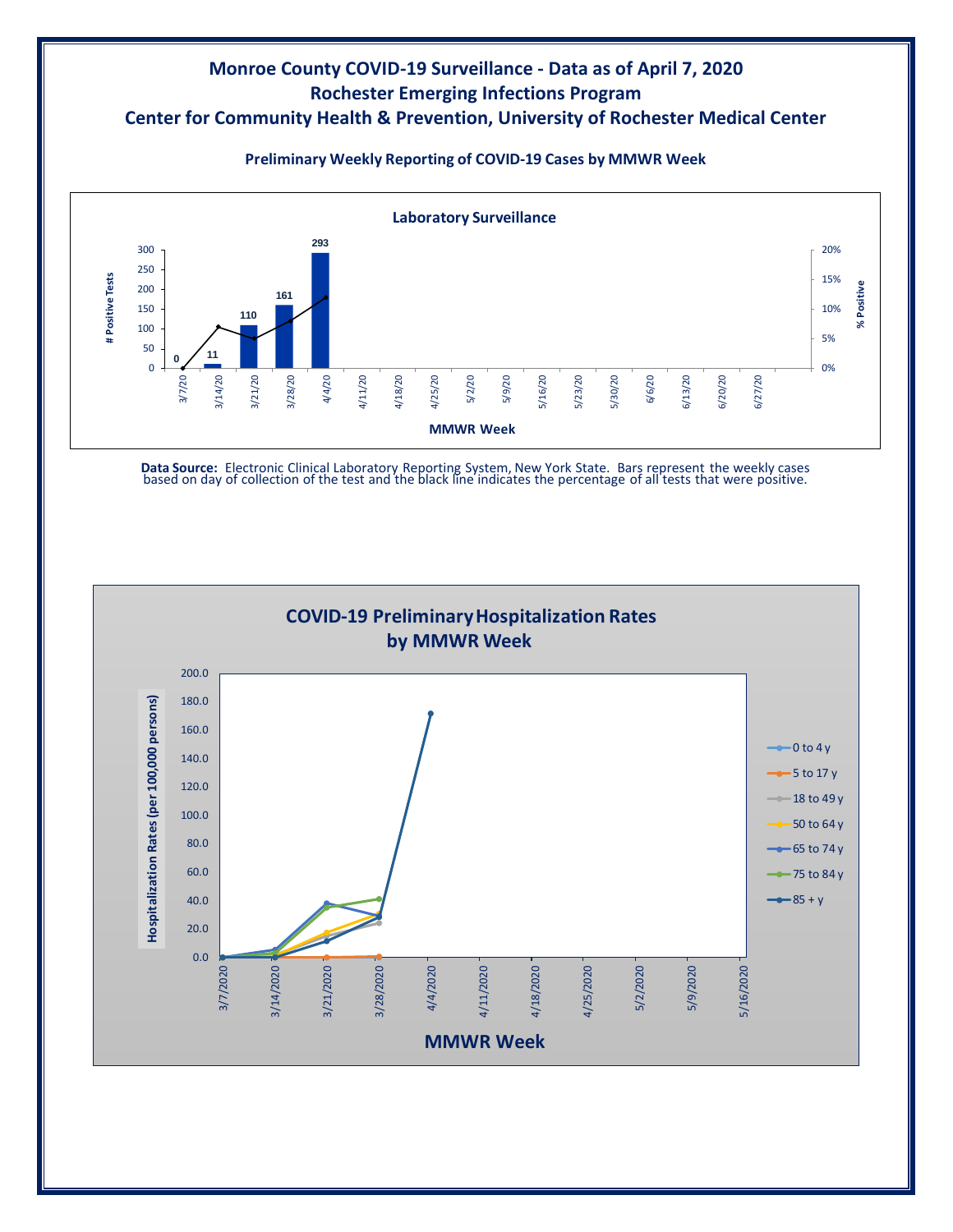# Monroe County COVID-19 Surveillance - Data as of April 7, 2020
## Rochester Emerging Infections Program
## Center for Community Health & Prevention, University of Rochester Medical Center

### Preliminary Weekly Reporting of COVID-19 Cases by MMWR Week

Laboratory Surveillance

# Positive Tests

300
250
200
150
100
50
0

% Positive

20%
15%
10%
5%
0%

0
11
110
161
293

3/7/20
3/14/20
3/21/20
3/28/20
4/4/20
4/11/20
4/18/20
4/25/20
5/2/20
5/9/20
5/16/20
5/23/20
5/30/20
6/6/20
6/13/20
6/20/20
6/27/20

MMWR Week

**Data Source:** Electronic Clinical Laboratory Reporting System, New York State. Bars represent the weekly cases based on day of collection of the test and the black line indicates the percentage of all tests that were positive.

COVID-19 Preliminary Hospitalization Rates by MMWR Week

Hospitalization Rates (per 100,000 persons)

200.0
180.0
160.0
140.0
120.0
100.0
80.0
60.0
40.0
20.0
0.0

3/7/2020
3/14/2020
3/21/2020
3/28/2020
4/4/2020
4/11/2020
4/18/2020
4/25/2020
5/2/2020
5/9/2020
5/16/2020

MMWR Week

0 to 4 y
5 to 17 y
18 to 49 y
50 to 64 y
65 to 74 y
75 to 84 y
85 + y